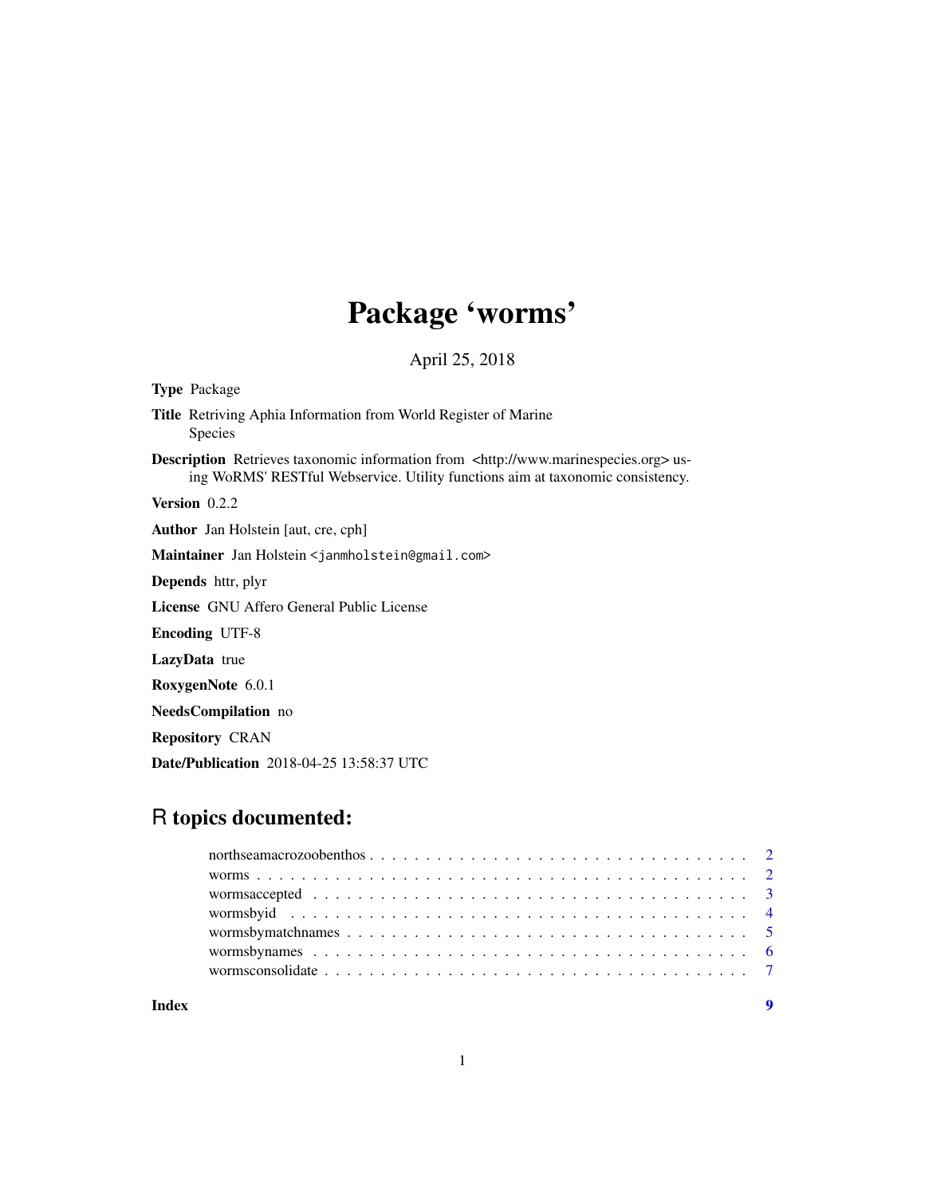# Package 'worms'

April 25, 2018

**Type** Package

**Title** Retriving Aphia Information from World Register of Marine Species

**Description** Retrieves taxonomic information from <http://www.marinespecies.org> using WoRMS' RESTful Webservice. Utility functions aim at taxonomic consistency.

**Version** 0.2.2

**Author** Jan Holstein [aut, cre, cph]

**Maintainer** Jan Holstein <janmholstein@gmail.com>

**Depends** httr, plyr

**License** GNU Affero General Public License

**Encoding** UTF-8

**LazyData** true

**RoxygenNote** 6.0.1

**NeedsCompilation** no

**Repository** CRAN

**Date/Publication** 2018-04-25 13:58:37 UTC

## R topics documented:

| | |
|---|---|
| northseamacrozoobenthos | 2 |
| worms | 2 |
| wormsaccepted | 3 |
| wormsbyid | 4 |
| wormsbymatchnames | 5 |
| wormsbynames | 6 |
| wormsconsolidate | 7 |

**Index** **9**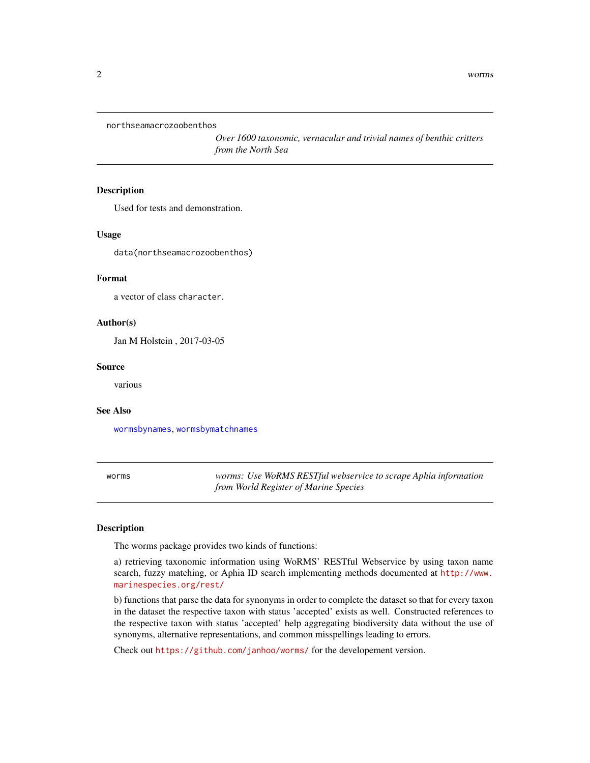## northseamacrozoobenthos

*Over 1600 taxonomic, vernacular and trivial names of benthic critters from the North Sea*

### Description

Used for tests and demonstration.

### Usage

```
data(northseamacrozoobenthos)
```

### Format

a vector of class `character`.

### Author(s)

Jan M Holstein , 2017-03-05

### Source

various

### See Also

`wormsbynames`, `wormsbymatchnames`

## worms

*worms: Use WoRMS RESTful webservice to scrape Aphia information from World Register of Marine Species*

### Description

The worms package provides two kinds of functions:

a) retrieving taxonomic information using WoRMS' RESTful Webservice by using taxon name search, fuzzy matching, or Aphia ID search implementing methods documented at http://www.marinespecies.org/rest/

b) functions that parse the data for synonyms in order to complete the dataset so that for every taxon in the dataset the respective taxon with status 'accepted' exists as well. Constructed references to the respective taxon with status 'accepted' help aggregating biodiversity data without the use of synonyms, alternative representations, and common misspellings leading to errors.

Check out https://github.com/janhoo/worms/ for the developement version.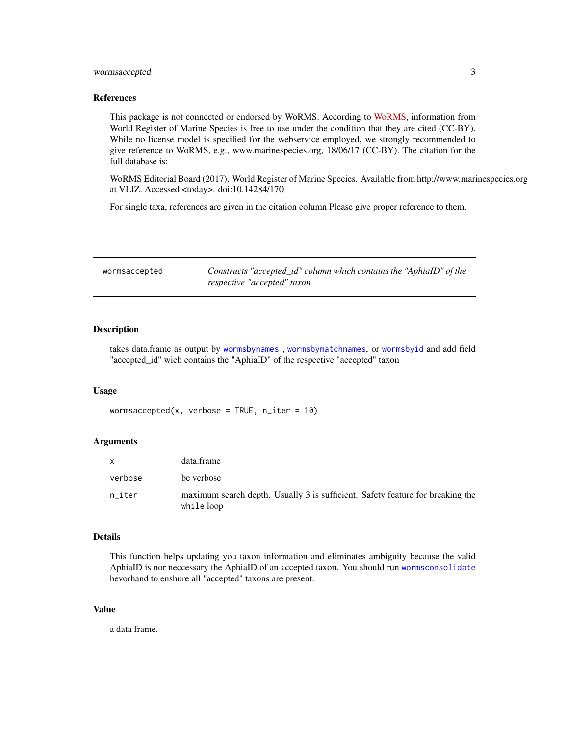## References

This package is not connected or endorsed by WoRMS. According to WoRMS, information from World Register of Marine Species is free to use under the condition that they are cited (CC-BY). While no license model is specified for the webservice employed, we strongly recommended to give reference to WoRMS, e.g., www.marinespecies.org, 18/06/17 (CC-BY). The citation for the full database is:

WoRMS Editorial Board (2017). World Register of Marine Species. Available from http://www.marinespecies.org at VLIZ. Accessed <today>. doi:10.14284/170

For single taxa, references are given in the citation column Please give proper reference to them.

---

# wormsaccepted

*Constructs "accepted_id" column which contains the "AphiaID" of the respective "accepted" taxon*

---

## Description

takes data.frame as output by `wormsbynames` , `wormsbymatchnames`, or `wormsbyid` and add field "accepted_id" wich contains the "AphiaID" of the respective "accepted" taxon

## Usage

```
wormsaccepted(x, verbose = TRUE, n_iter = 10)
```

## Arguments

| | |
|---|---|
| x | data.frame |
| verbose | be verbose |
| n_iter | maximum search depth. Usually 3 is sufficient. Safety feature for breaking the `while` loop |

## Details

This function helps updating you taxon information and eliminates ambiguity because the valid AphiaID is nor neccessary the AphiaID of an accepted taxon. You should run `wormsconsolidate` bevorhand to enshure all "accepted" taxons are present.

## Value

a data frame.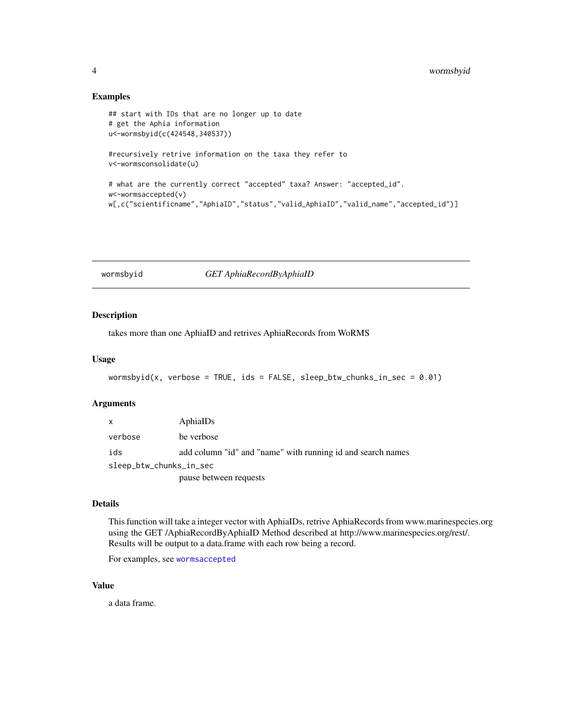## Examples

```
## start with IDs that are no longer up to date
# get the Aphia information
u<-wormsbyid(c(424548,340537))

#recursively retrive information on the taxa they refer to
v<-wormsconsolidate(u)

# what are the currently correct "accepted" taxa? Answer: "accepted_id".
w<-wormsaccepted(v)
w[,c("scientificname","AphiaID","status","valid_AphiaID","valid_name","accepted_id")]
```

---

# wormsbyid *GET AphiaRecordByAphiaID*

## Description

takes more than one AphiaID and retrives AphiaRecords from WoRMS

## Usage

```
wormsbyid(x, verbose = TRUE, ids = FALSE, sleep_btw_chunks_in_sec = 0.01)
```

## Arguments

| | |
|---|---|
| x | AphiaIDs |
| verbose | be verbose |
| ids | add column "id" and "name" with running id and search names |
| sleep_btw_chunks_in_sec | pause between requests |

## Details

This function will take a integer vector with AphiaIDs, retrive AphiaRecords from www.marinespecies.org using the GET /AphiaRecordByAphiaID Method described at http://www.marinespecies.org/rest/. Results will be output to a data.frame with each row being a record.

For examples, see `wormsaccepted`

## Value

a data frame.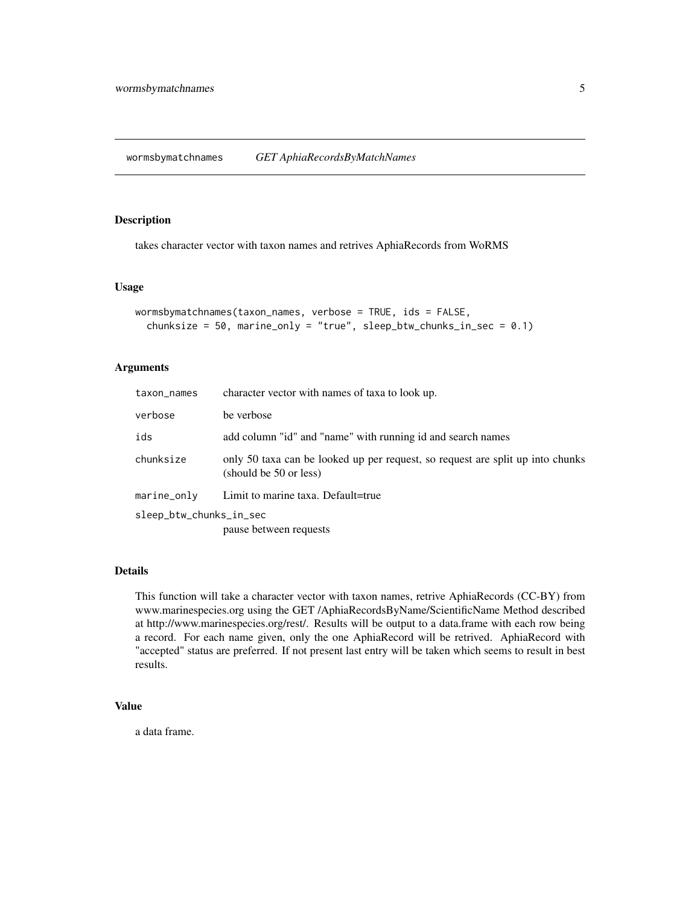# wormsbymatchnames — *GET AphiaRecordsByMatchNames*

## Description

takes character vector with taxon names and retrives AphiaRecords from WoRMS

## Usage

```
wormsbymatchnames(taxon_names, verbose = TRUE, ids = FALSE,
  chunksize = 50, marine_only = "true", sleep_btw_chunks_in_sec = 0.1)
```

## Arguments

| | |
|---|---|
| `taxon_names` | character vector with names of taxa to look up. |
| `verbose` | be verbose |
| `ids` | add column "id" and "name" with running id and search names |
| `chunksize` | only 50 taxa can be looked up per request, so request are split up into chunks (should be 50 or less) |
| `marine_only` | Limit to marine taxa. Default=true |
| `sleep_btw_chunks_in_sec` | pause between requests |

## Details

This function will take a character vector with taxon names, retrive AphiaRecords (CC-BY) from www.marinespecies.org using the GET /AphiaRecordsByName/ScientificName Method described at http://www.marinespecies.org/rest/. Results will be output to a data.frame with each row being a record. For each name given, only the one AphiaRecord will be retrived. AphiaRecord with "accepted" status are preferred. If not present last entry will be taken which seems to result in best results.

## Value

a data frame.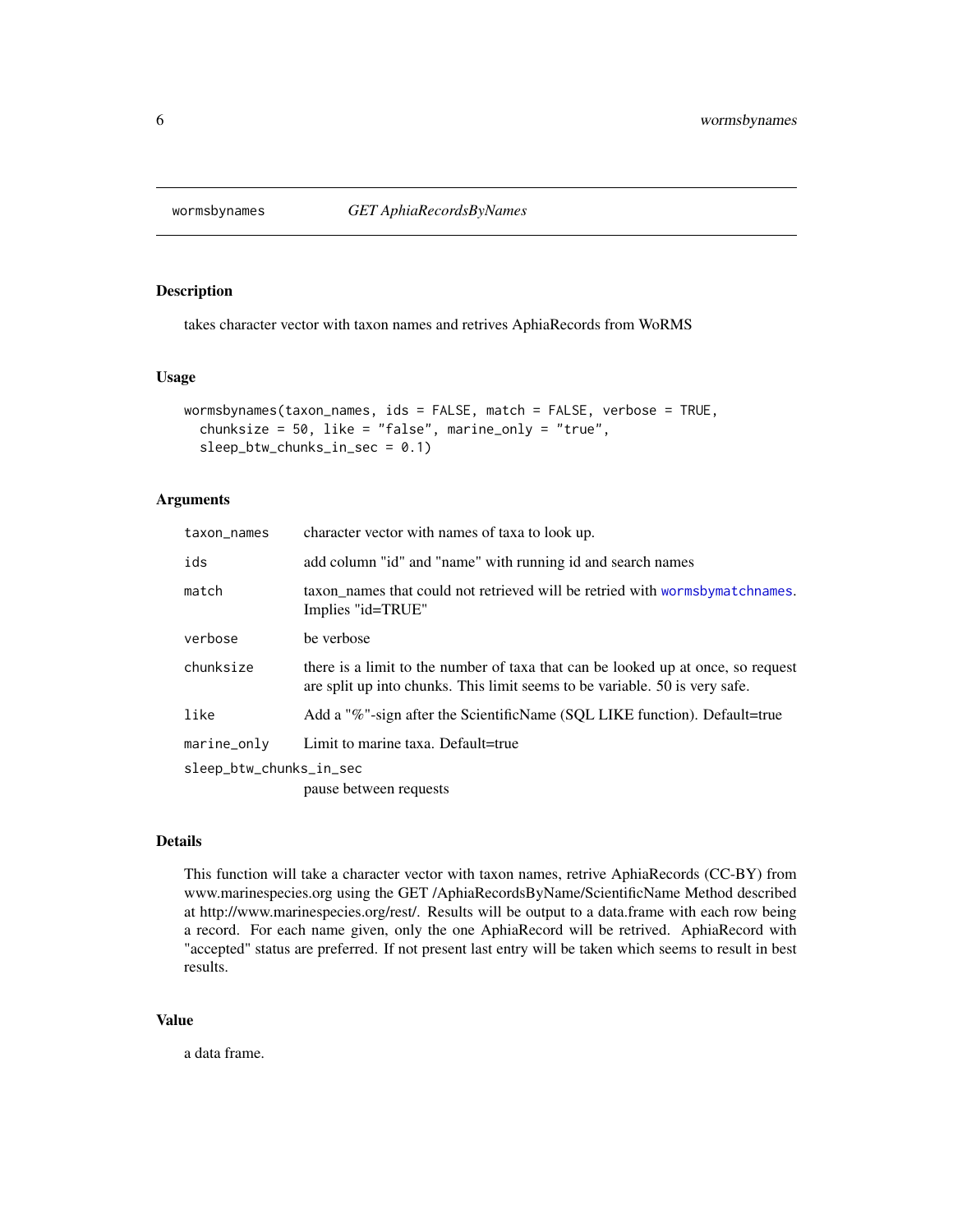## wormsbynames *GET AphiaRecordsByNames*

### Description

takes character vector with taxon names and retrives AphiaRecords from WoRMS

### Usage

```
wormsbynames(taxon_names, ids = FALSE, match = FALSE, verbose = TRUE,
  chunksize = 50, like = "false", marine_only = "true",
  sleep_btw_chunks_in_sec = 0.1)
```

### Arguments

| | |
|---|---|
| taxon_names | character vector with names of taxa to look up. |
| ids | add column "id" and "name" with running id and search names |
| match | taxon_names that could not retrieved will be retried with wormsbymatchnames. Implies "id=TRUE" |
| verbose | be verbose |
| chunksize | there is a limit to the number of taxa that can be looked up at once, so request are split up into chunks. This limit seems to be variable. 50 is very safe. |
| like | Add a "%"-sign after the ScientificName (SQL LIKE function). Default=true |
| marine_only | Limit to marine taxa. Default=true |
| sleep_btw_chunks_in_sec | pause between requests |

### Details

This function will take a character vector with taxon names, retrive AphiaRecords (CC-BY) from www.marinespecies.org using the GET /AphiaRecordsByName/ScientificName Method described at http://www.marinespecies.org/rest/. Results will be output to a data.frame with each row being a record. For each name given, only the one AphiaRecord will be retrived. AphiaRecord with "accepted" status are preferred. If not present last entry will be taken which seems to result in best results.

### Value

a data frame.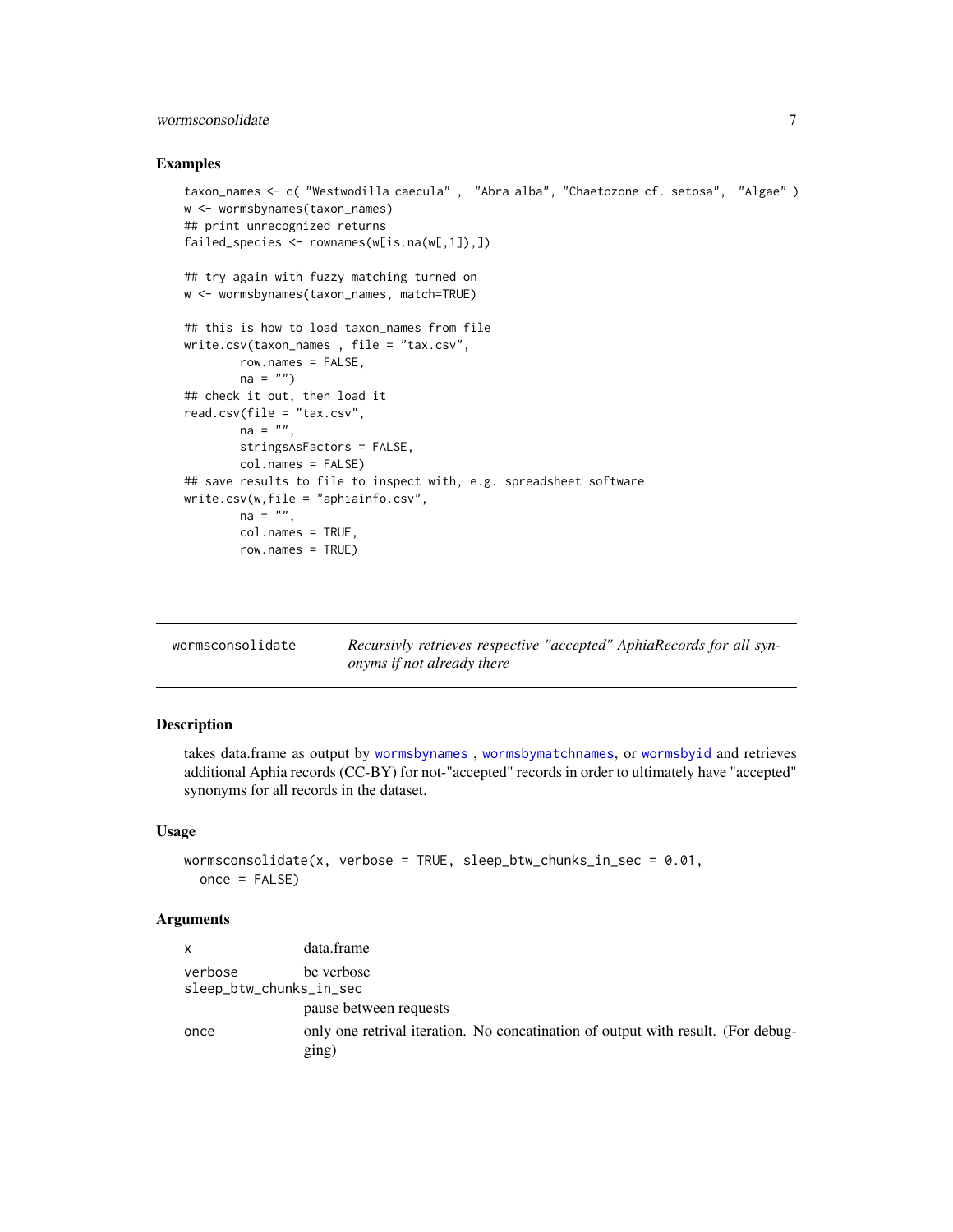## Examples

```
taxon_names <- c( "Westwodilla caecula" ,  "Abra alba", "Chaetozone cf. setosa",  "Algae" )
w <- wormsbynames(taxon_names)
## print unrecognized returns
failed_species <- rownames(w[is.na(w[,1]),])

## try again with fuzzy matching turned on
w <- wormsbynames(taxon_names, match=TRUE)

## this is how to load taxon_names from file
write.csv(taxon_names , file = "tax.csv",
        row.names = FALSE,
        na = "")
## check it out, then load it
read.csv(file = "tax.csv",
        na = "",
        stringsAsFactors = FALSE,
        col.names = FALSE)
## save results to file to inspect with, e.g. spreadsheet software
write.csv(w,file = "aphiainfo.csv",
        na = "",
        col.names = TRUE,
        row.names = TRUE)
```

---

# wormsconsolidate — *Recursivly retrieves respective "accepted" AphiaRecords for all synonyms if not already there*

---

## Description

takes data.frame as output by wormsbynames , wormsbymatchnames, or wormsbyid and retrieves additional Aphia records (CC-BY) for not-"accepted" records in order to ultimately have "accepted" synonyms for all records in the dataset.

## Usage

```
wormsconsolidate(x, verbose = TRUE, sleep_btw_chunks_in_sec = 0.01,
  once = FALSE)
```

## Arguments

| | |
|---|---|
| x | data.frame |
| verbose | be verbose |
| sleep_btw_chunks_in_sec | pause between requests |
| once | only one retrival iteration. No concatination of output with result. (For debugging) |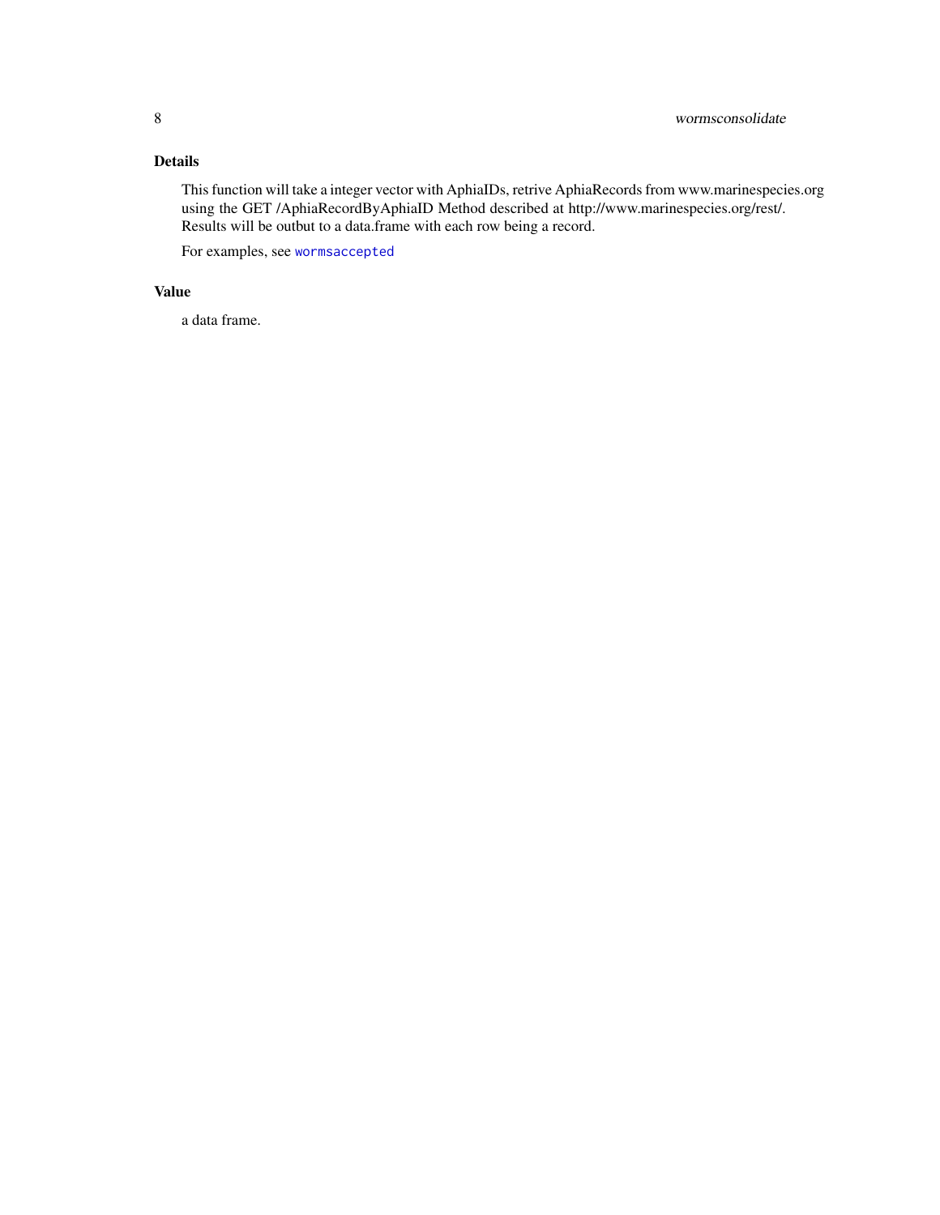### Details

This function will take a integer vector with AphiaIDs, retrive AphiaRecords from www.marinespecies.org using the GET /AphiaRecordByAphiaID Method described at http://www.marinespecies.org/rest/. Results will be outbut to a data.frame with each row being a record.

For examples, see `wormsaccepted`

### Value

a data frame.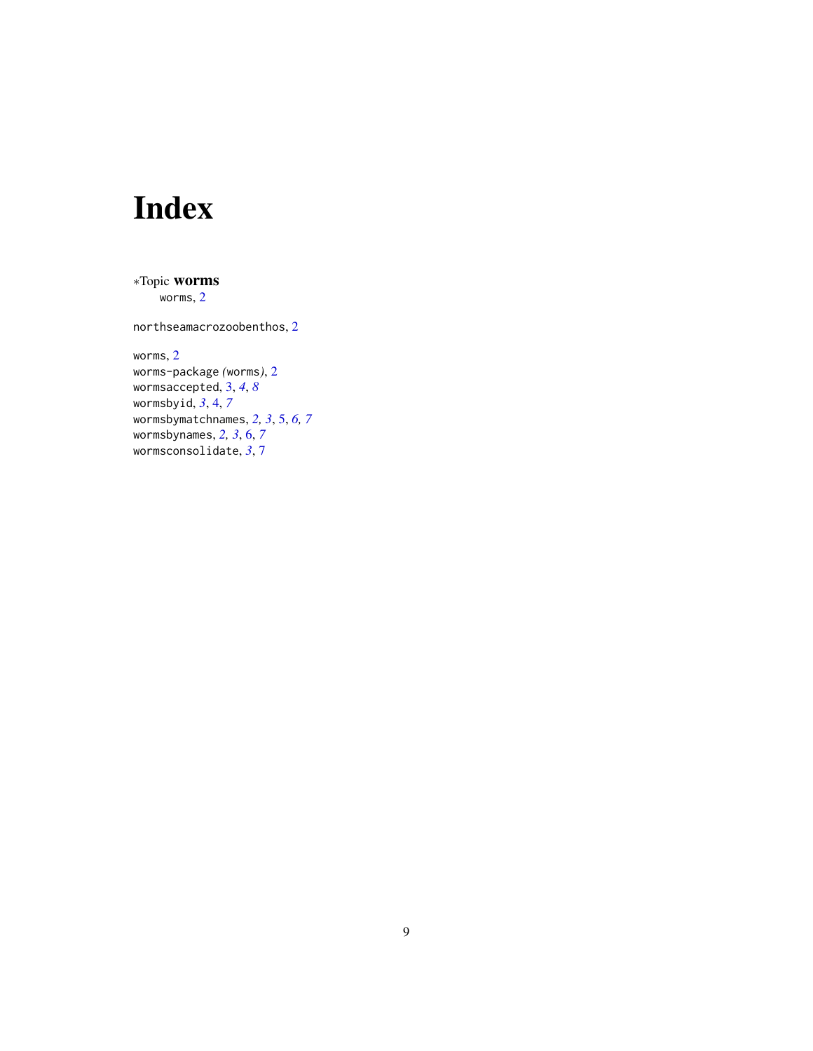# Index

∗Topic **worms**
  worms, 2

northseamacrozoobenthos, 2

worms, 2
worms-package *(*worms*)*, 2
wormsaccepted, 3, *4*, *8*
wormsbyid, *3*, 4, *7*
wormsbymatchnames, *2, 3*, 5, *6, 7*
wormsbynames, *2, 3*, 6, *7*
wormsconsolidate, *3*, 7